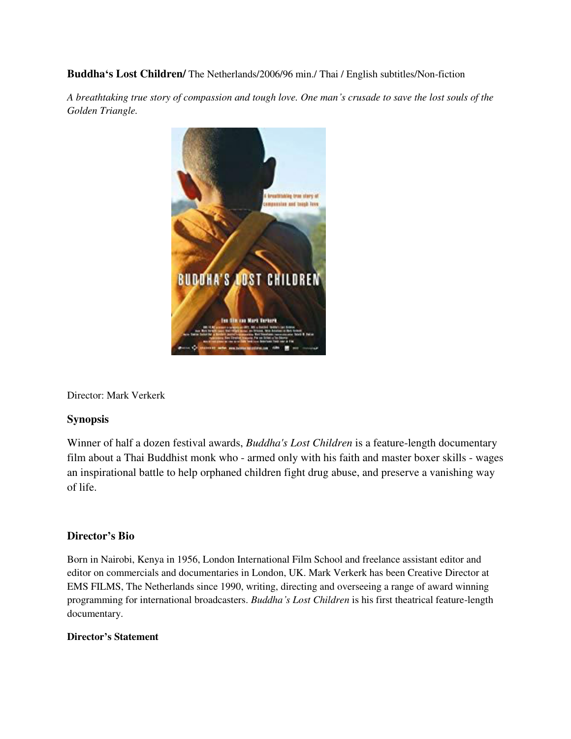**Buddha's Lost Children/** The Netherlands/2006/96 min./ Thai / English subtitles/Non-fiction

*A breathtaking true story of compassion and tough love. One man's crusade to save the lost souls of the Golden Triangle.*

Director: Mark Verkerk

## Synopsis

Winner of half a dozen festival awards, *Buddha's Lost Children* is a feature-length documentary film about a Thai Buddhist monk who - armed only with his faith and master boxer skills - wages an inspirational battle to help orphaned children fight drug abuse, and preserve a vanishing way of life.

## Director's Bio

Born in Nairobi, Kenya in 1956, London International Film School and freelance assistant editor and editor on commercials and documentaries in London, UK. Mark Verkerk has been Creative Director at EMS FILMS, The Netherlands since 1990, writing, directing and overseeing a range of award winning programming for international broadcasters. *Buddha's Lost Children* is his first theatrical feature-length documentary.

### Director's Statement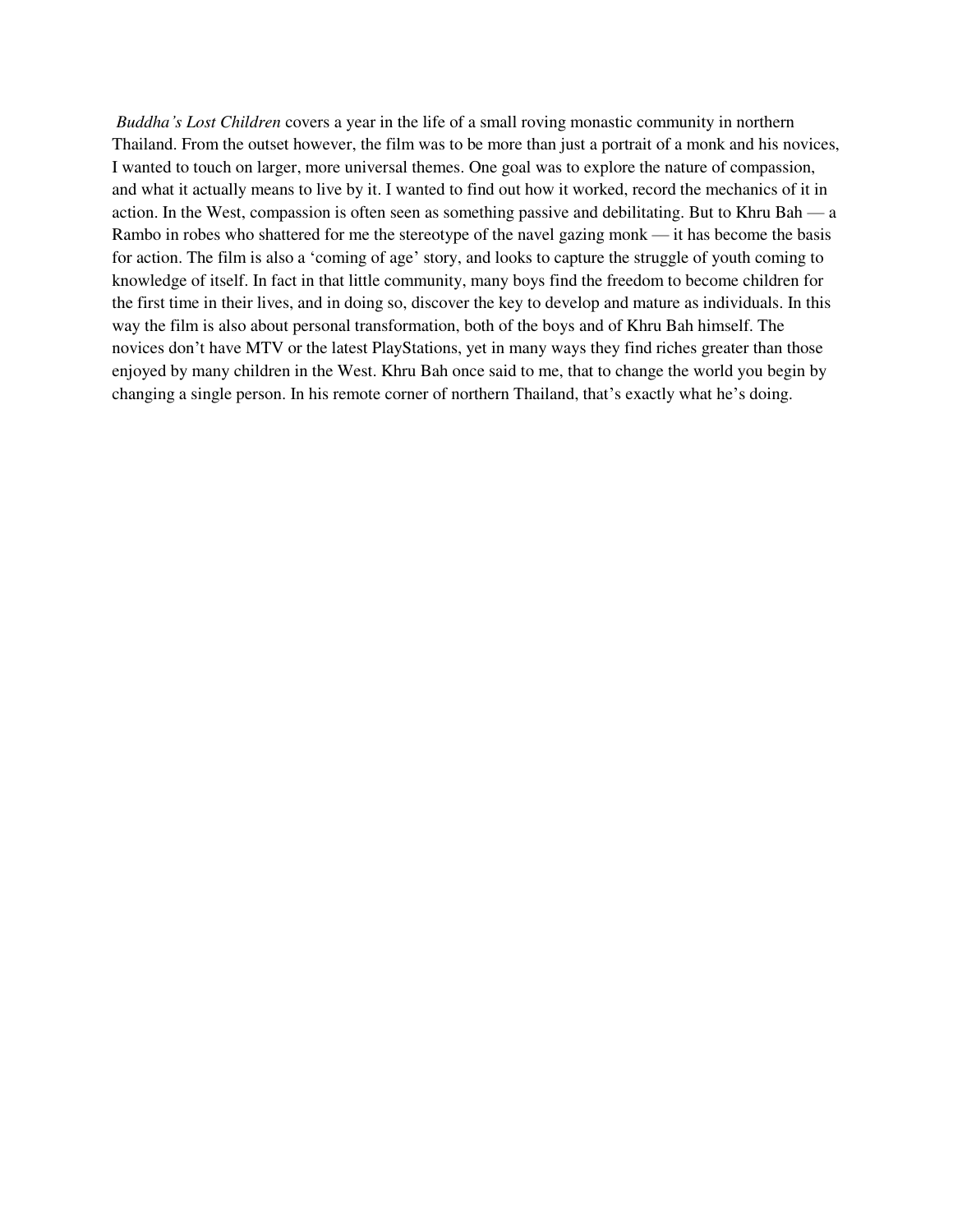*Buddha's Lost Children* covers a year in the life of a small roving monastic community in northern Thailand. From the outset however, the film was to be more than just a portrait of a monk and his novices, I wanted to touch on larger, more universal themes. One goal was to explore the nature of compassion, and what it actually means to live by it. I wanted to find out how it worked, record the mechanics of it in action. In the West, compassion is often seen as something passive and debilitating. But to Khru Bah — a Rambo in robes who shattered for me the stereotype of the navel gazing monk — it has become the basis for action. The film is also a 'coming of age' story, and looks to capture the struggle of youth coming to knowledge of itself. In fact in that little community, many boys find the freedom to become children for the first time in their lives, and in doing so, discover the key to develop and mature as individuals. In this way the film is also about personal transformation, both of the boys and of Khru Bah himself. The novices don't have MTV or the latest PlayStations, yet in many ways they find riches greater than those enjoyed by many children in the West. Khru Bah once said to me, that to change the world you begin by changing a single person. In his remote corner of northern Thailand, that's exactly what he's doing.